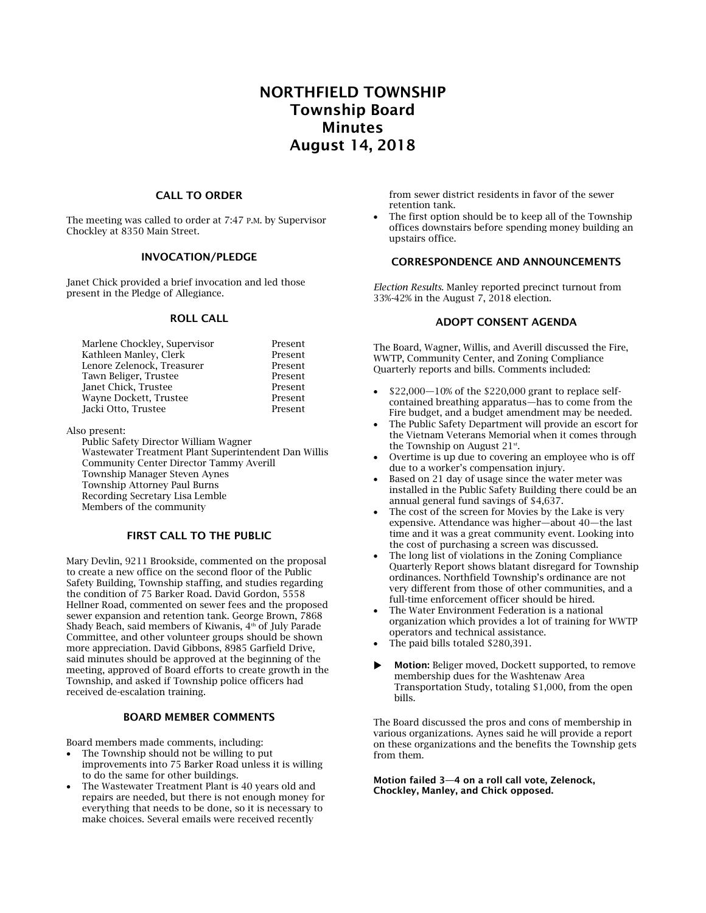# NORTHFIELD TOWNSHIP
# Township Board
# Minutes
# August 14, 2018

## CALL TO ORDER

The meeting was called to order at 7:47 P.M. by Supervisor Chockley at 8350 Main Street.

## INVOCATION/PLEDGE

Janet Chick provided a brief invocation and led those present in the Pledge of Allegiance.

## ROLL CALL

| | |
|---|---|
| Marlene Chockley, Supervisor | Present |
| Kathleen Manley, Clerk | Present |
| Lenore Zelenock, Treasurer | Present |
| Tawn Beliger, Trustee | Present |
| Janet Chick, Trustee | Present |
| Wayne Dockett, Trustee | Present |
| Jacki Otto, Trustee | Present |

Also present:

Public Safety Director William Wagner
Wastewater Treatment Plant Superintendent Dan Willis
Community Center Director Tammy Averill
Township Manager Steven Aynes
Township Attorney Paul Burns
Recording Secretary Lisa Lemble
Members of the community

## FIRST CALL TO THE PUBLIC

Mary Devlin, 9211 Brookside, commented on the proposal to create a new office on the second floor of the Public Safety Building, Township staffing, and studies regarding the condition of 75 Barker Road. David Gordon, 5558 Hellner Road, commented on sewer fees and the proposed sewer expansion and retention tank. George Brown, 7868 Shady Beach, said members of Kiwanis, 4th of July Parade Committee, and other volunteer groups should be shown more appreciation. David Gibbons, 8985 Garfield Drive, said minutes should be approved at the beginning of the meeting, approved of Board efforts to create growth in the Township, and asked if Township police officers had received de-escalation training.

## BOARD MEMBER COMMENTS

Board members made comments, including:

- The Township should not be willing to put improvements into 75 Barker Road unless it is willing to do the same for other buildings.
- The Wastewater Treatment Plant is 40 years old and repairs are needed, but there is not enough money for everything that needs to be done, so it is necessary to make choices. Several emails were received recently from sewer district residents in favor of the sewer retention tank.
- The first option should be to keep all of the Township offices downstairs before spending money building an upstairs office.

## CORRESPONDENCE AND ANNOUNCEMENTS

*Election Results.* Manley reported precinct turnout from 33%-42% in the August 7, 2018 election.

## ADOPT CONSENT AGENDA

The Board, Wagner, Willis, and Averill discussed the Fire, WWTP, Community Center, and Zoning Compliance Quarterly reports and bills. Comments included:

- $22,000—10% of the $220,000 grant to replace self-contained breathing apparatus—has to come from the Fire budget, and a budget amendment may be needed.
- The Public Safety Department will provide an escort for the Vietnam Veterans Memorial when it comes through the Township on August 21st.
- Overtime is up due to covering an employee who is off due to a worker's compensation injury.
- Based on 21 day of usage since the water meter was installed in the Public Safety Building there could be an annual general fund savings of $4,637.
- The cost of the screen for Movies by the Lake is very expensive. Attendance was higher—about 40—the last time and it was a great community event. Looking into the cost of purchasing a screen was discussed.
- The long list of violations in the Zoning Compliance Quarterly Report shows blatant disregard for Township ordinances. Northfield Township's ordinance are not very different from those of other communities, and a full-time enforcement officer should be hired.
- The Water Environment Federation is a national organization which provides a lot of training for WWTP operators and technical assistance.
- The paid bills totaled $280,391.

► **Motion:** Beliger moved, Dockett supported, to remove membership dues for the Washtenaw Area Transportation Study, totaling $1,000, from the open bills.

The Board discussed the pros and cons of membership in various organizations. Aynes said he will provide a report on these organizations and the benefits the Township gets from them.

**Motion failed 3—4 on a roll call vote, Zelenock, Chockley, Manley, and Chick opposed.**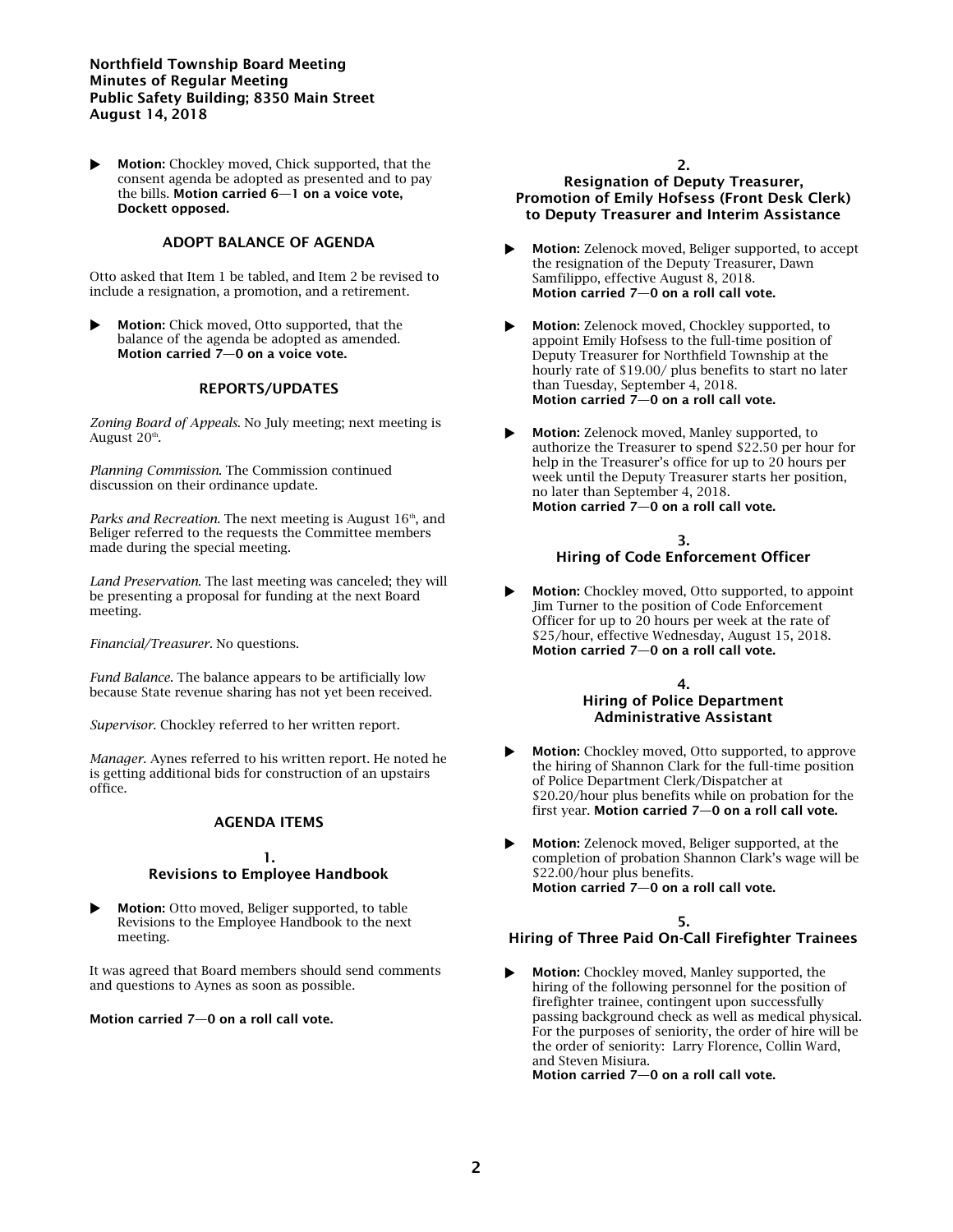**Northfield Township Board Meeting**
**Minutes of Regular Meeting**
**Public Safety Building; 8350 Main Street**
**August 14, 2018**

▶ **Motion:** Chockley moved, Chick supported, that the consent agenda be adopted as presented and to pay the bills. **Motion carried 6—1 on a voice vote, Dockett opposed.**

### ADOPT BALANCE OF AGENDA

Otto asked that Item 1 be tabled, and Item 2 be revised to include a resignation, a promotion, and a retirement.

▶ **Motion:** Chick moved, Otto supported, that the balance of the agenda be adopted as amended. **Motion carried 7—0 on a voice vote.**

### REPORTS/UPDATES

*Zoning Board of Appeals.* No July meeting; next meeting is August 20th.

*Planning Commission.* The Commission continued discussion on their ordinance update.

*Parks and Recreation.* The next meeting is August 16th, and Beliger referred to the requests the Committee members made during the special meeting.

*Land Preservation.* The last meeting was canceled; they will be presenting a proposal for funding at the next Board meeting.

*Financial/Treasurer.* No questions.

*Fund Balance.* The balance appears to be artificially low because State revenue sharing has not yet been received.

*Supervisor.* Chockley referred to her written report.

*Manager.* Aynes referred to his written report. He noted he is getting additional bids for construction of an upstairs office.

### AGENDA ITEMS

#### 1. Revisions to Employee Handbook

▶ **Motion:** Otto moved, Beliger supported, to table Revisions to the Employee Handbook to the next meeting.

It was agreed that Board members should send comments and questions to Aynes as soon as possible.

**Motion carried 7—0 on a roll call vote.**

#### 2. Resignation of Deputy Treasurer, Promotion of Emily Hofsess (Front Desk Clerk) to Deputy Treasurer and Interim Assistance

▶ **Motion:** Zelenock moved, Beliger supported, to accept the resignation of the Deputy Treasurer, Dawn Samfilippo, effective August 8, 2018.
**Motion carried 7—0 on a roll call vote.**

▶ **Motion:** Zelenock moved, Chockley supported, to appoint Emily Hofsess to the full-time position of Deputy Treasurer for Northfield Township at the hourly rate of $19.00/ plus benefits to start no later than Tuesday, September 4, 2018.
**Motion carried 7—0 on a roll call vote.**

▶ **Motion:** Zelenock moved, Manley supported, to authorize the Treasurer to spend $22.50 per hour for help in the Treasurer's office for up to 20 hours per week until the Deputy Treasurer starts her position, no later than September 4, 2018.
**Motion carried 7—0 on a roll call vote.**

#### 3. Hiring of Code Enforcement Officer

▶ **Motion:** Chockley moved, Otto supported, to appoint Jim Turner to the position of Code Enforcement Officer for up to 20 hours per week at the rate of $25/hour, effective Wednesday, August 15, 2018.
**Motion carried 7—0 on a roll call vote.**

#### 4. Hiring of Police Department Administrative Assistant

▶ **Motion:** Chockley moved, Otto supported, to approve the hiring of Shannon Clark for the full-time position of Police Department Clerk/Dispatcher at $20.20/hour plus benefits while on probation for the first year. **Motion carried 7—0 on a roll call vote.**

▶ **Motion:** Zelenock moved, Beliger supported, at the completion of probation Shannon Clark's wage will be $22.00/hour plus benefits.
**Motion carried 7—0 on a roll call vote.**

#### 5. Hiring of Three Paid On-Call Firefighter Trainees

▶ **Motion:** Chockley moved, Manley supported, the hiring of the following personnel for the position of firefighter trainee, contingent upon successfully passing background check as well as medical physical. For the purposes of seniority, the order of hire will be the order of seniority: Larry Florence, Collin Ward, and Steven Misiura.
**Motion carried 7—0 on a roll call vote.**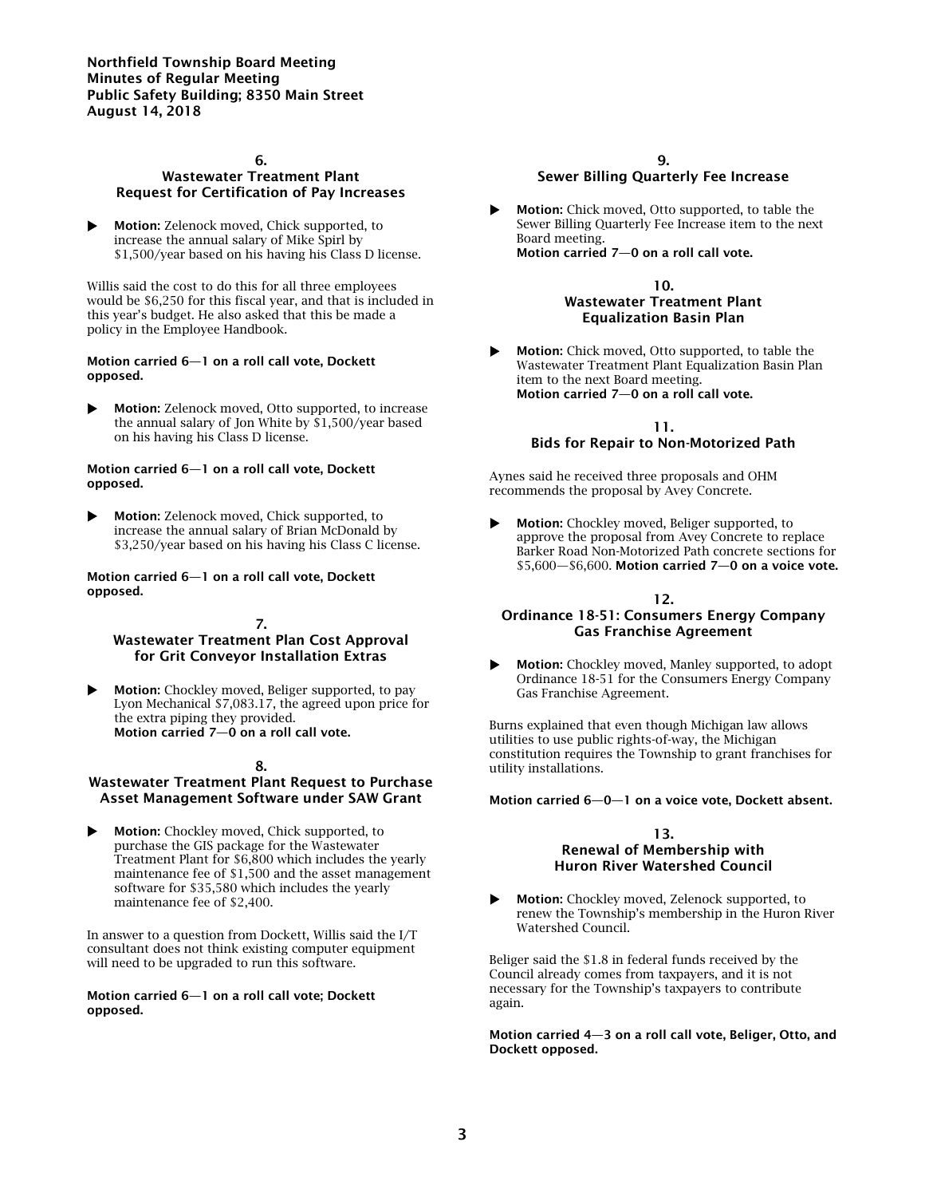### 6.
### Wastewater Treatment Plant Request for Certification of Pay Increases

▶ **Motion:** Zelenock moved, Chick supported, to increase the annual salary of Mike Spirl by $1,500/year based on his having his Class D license.

Willis said the cost to do this for all three employees would be $6,250 for this fiscal year, and that is included in this year's budget. He also asked that this be made a policy in the Employee Handbook.

**Motion carried 6—1 on a roll call vote, Dockett opposed.**

▶ **Motion:** Zelenock moved, Otto supported, to increase the annual salary of Jon White by $1,500/year based on his having his Class D license.

**Motion carried 6—1 on a roll call vote, Dockett opposed.**

▶ **Motion:** Zelenock moved, Chick supported, to increase the annual salary of Brian McDonald by $3,250/year based on his having his Class C license.

**Motion carried 6—1 on a roll call vote, Dockett opposed.**

### 7.
### Wastewater Treatment Plan Cost Approval for Grit Conveyor Installation Extras

▶ **Motion:** Chockley moved, Beliger supported, to pay Lyon Mechanical $7,083.17, the agreed upon price for the extra piping they provided.
**Motion carried 7—0 on a roll call vote.**

### 8.
### Wastewater Treatment Plant Request to Purchase Asset Management Software under SAW Grant

▶ **Motion:** Chockley moved, Chick supported, to purchase the GIS package for the Wastewater Treatment Plant for $6,800 which includes the yearly maintenance fee of $1,500 and the asset management software for $35,580 which includes the yearly maintenance fee of $2,400.

In answer to a question from Dockett, Willis said the I/T consultant does not think existing computer equipment will need to be upgraded to run this software.

**Motion carried 6—1 on a roll call vote; Dockett opposed.**

### 9.
### Sewer Billing Quarterly Fee Increase

▶ **Motion:** Chick moved, Otto supported, to table the Sewer Billing Quarterly Fee Increase item to the next Board meeting.
**Motion carried 7—0 on a roll call vote.**

### 10.
### Wastewater Treatment Plant Equalization Basin Plan

▶ **Motion:** Chick moved, Otto supported, to table the Wastewater Treatment Plant Equalization Basin Plan item to the next Board meeting.
**Motion carried 7—0 on a roll call vote.**

### 11.
### Bids for Repair to Non-Motorized Path

Aynes said he received three proposals and OHM recommends the proposal by Avey Concrete.

▶ **Motion:** Chockley moved, Beliger supported, to approve the proposal from Avey Concrete to replace Barker Road Non-Motorized Path concrete sections for $5,600—$6,600. **Motion carried 7—0 on a voice vote.**

### 12.
### Ordinance 18-51: Consumers Energy Company Gas Franchise Agreement

▶ **Motion:** Chockley moved, Manley supported, to adopt Ordinance 18-51 for the Consumers Energy Company Gas Franchise Agreement.

Burns explained that even though Michigan law allows utilities to use public rights-of-way, the Michigan constitution requires the Township to grant franchises for utility installations.

**Motion carried 6—0—1 on a voice vote, Dockett absent.**

### 13.
### Renewal of Membership with Huron River Watershed Council

▶ **Motion:** Chockley moved, Zelenock supported, to renew the Township's membership in the Huron River Watershed Council.

Beliger said the $1.8 in federal funds received by the Council already comes from taxpayers, and it is not necessary for the Township's taxpayers to contribute again.

**Motion carried 4—3 on a roll call vote, Beliger, Otto, and Dockett opposed.**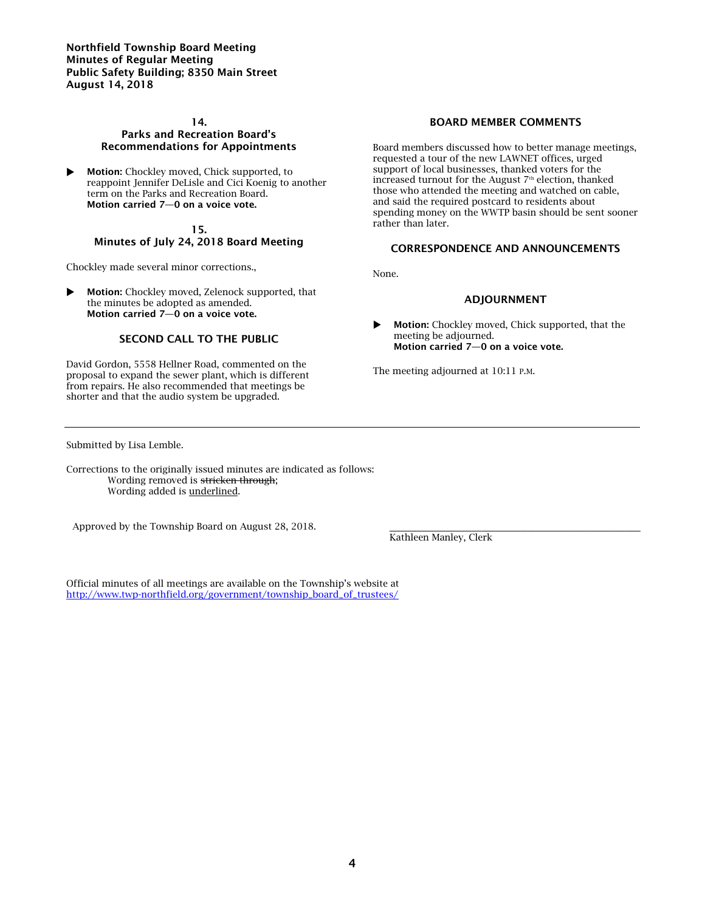## 14. Parks and Recreation Board's Recommendations for Appointments

- **Motion:** Chockley moved, Chick supported, to reappoint Jennifer DeLisle and Cici Koenig to another term on the Parks and Recreation Board.
**Motion carried 7—0 on a voice vote.**

## 15. Minutes of July 24, 2018 Board Meeting

Chockley made several minor corrections.,

- **Motion:** Chockley moved, Zelenock supported, that the minutes be adopted as amended.
**Motion carried 7—0 on a voice vote.**

## SECOND CALL TO THE PUBLIC

David Gordon, 5558 Hellner Road, commented on the proposal to expand the sewer plant, which is different from repairs. He also recommended that meetings be shorter and that the audio system be upgraded.

## BOARD MEMBER COMMENTS

Board members discussed how to better manage meetings, requested a tour of the new LAWNET offices, urged support of local businesses, thanked voters for the increased turnout for the August 7th election, thanked those who attended the meeting and watched on cable, and said the required postcard to residents about spending money on the WWTP basin should be sent sooner rather than later.

## CORRESPONDENCE AND ANNOUNCEMENTS

None.

## ADJOURNMENT

- **Motion:** Chockley moved, Chick supported, that the meeting be adjourned.
**Motion carried 7—0 on a voice vote.**

The meeting adjourned at 10:11 P.M.

---

Submitted by Lisa Lemble.

Corrections to the originally issued minutes are indicated as follows:
Wording removed is ~~stricken through~~;
Wording added is <u>underlined</u>.

Approved by the Township Board on August 28, 2018.

Kathleen Manley, Clerk

Official minutes of all meetings are available on the Township's website at http://www.twp-northfield.org/government/township_board_of_trustees/